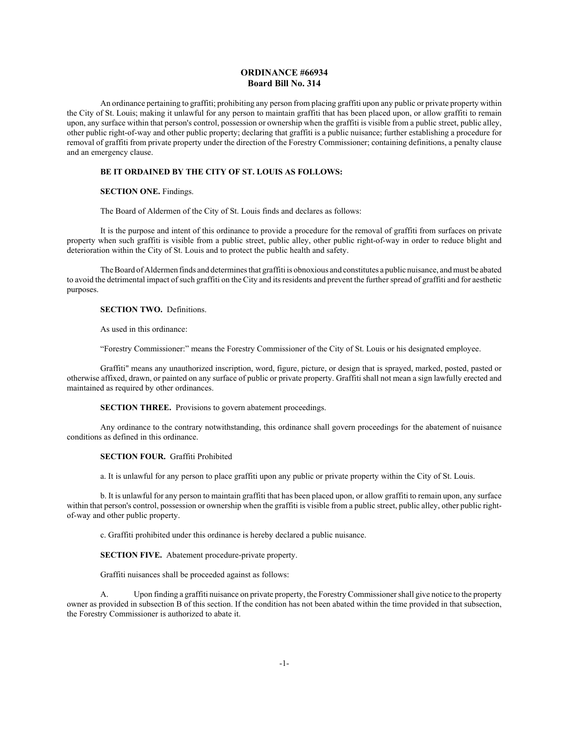# ORDINANCE #66934
## Board Bill No. 314

An ordinance pertaining to graffiti; prohibiting any person from placing graffiti upon any public or private property within the City of St. Louis; making it unlawful for any person to maintain graffiti that has been placed upon, or allow graffiti to remain upon, any surface within that person's control, possession or ownership when the graffiti is visible from a public street, public alley, other public right-of-way and other public property; declaring that graffiti is a public nuisance; further establishing a procedure for removal of graffiti from private property under the direction of the Forestry Commissioner; containing definitions, a penalty clause and an emergency clause.

**BE IT ORDAINED BY THE CITY OF ST. LOUIS AS FOLLOWS:**

**SECTION ONE.** Findings.

The Board of Aldermen of the City of St. Louis finds and declares as follows:

It is the purpose and intent of this ordinance to provide a procedure for the removal of graffiti from surfaces on private property when such graffiti is visible from a public street, public alley, other public right-of-way in order to reduce blight and deterioration within the City of St. Louis and to protect the public health and safety.

The Board of Aldermen finds and determines that graffiti is obnoxious and constitutes a public nuisance, and must be abated to avoid the detrimental impact of such graffiti on the City and its residents and prevent the further spread of graffiti and for aesthetic purposes.

**SECTION TWO.** Definitions.

As used in this ordinance:

"Forestry Commissioner:" means the Forestry Commissioner of the City of St. Louis or his designated employee.

Graffiti" means any unauthorized inscription, word, figure, picture, or design that is sprayed, marked, posted, pasted or otherwise affixed, drawn, or painted on any surface of public or private property. Graffiti shall not mean a sign lawfully erected and maintained as required by other ordinances.

**SECTION THREE.** Provisions to govern abatement proceedings.

Any ordinance to the contrary notwithstanding, this ordinance shall govern proceedings for the abatement of nuisance conditions as defined in this ordinance.

**SECTION FOUR.** Graffiti Prohibited

a. It is unlawful for any person to place graffiti upon any public or private property within the City of St. Louis.

b. It is unlawful for any person to maintain graffiti that has been placed upon, or allow graffiti to remain upon, any surface within that person's control, possession or ownership when the graffiti is visible from a public street, public alley, other public right-of-way and other public property.

c. Graffiti prohibited under this ordinance is hereby declared a public nuisance.

**SECTION FIVE.** Abatement procedure-private property.

Graffiti nuisances shall be proceeded against as follows:

A. Upon finding a graffiti nuisance on private property, the Forestry Commissioner shall give notice to the property owner as provided in subsection B of this section. If the condition has not been abated within the time provided in that subsection, the Forestry Commissioner is authorized to abate it.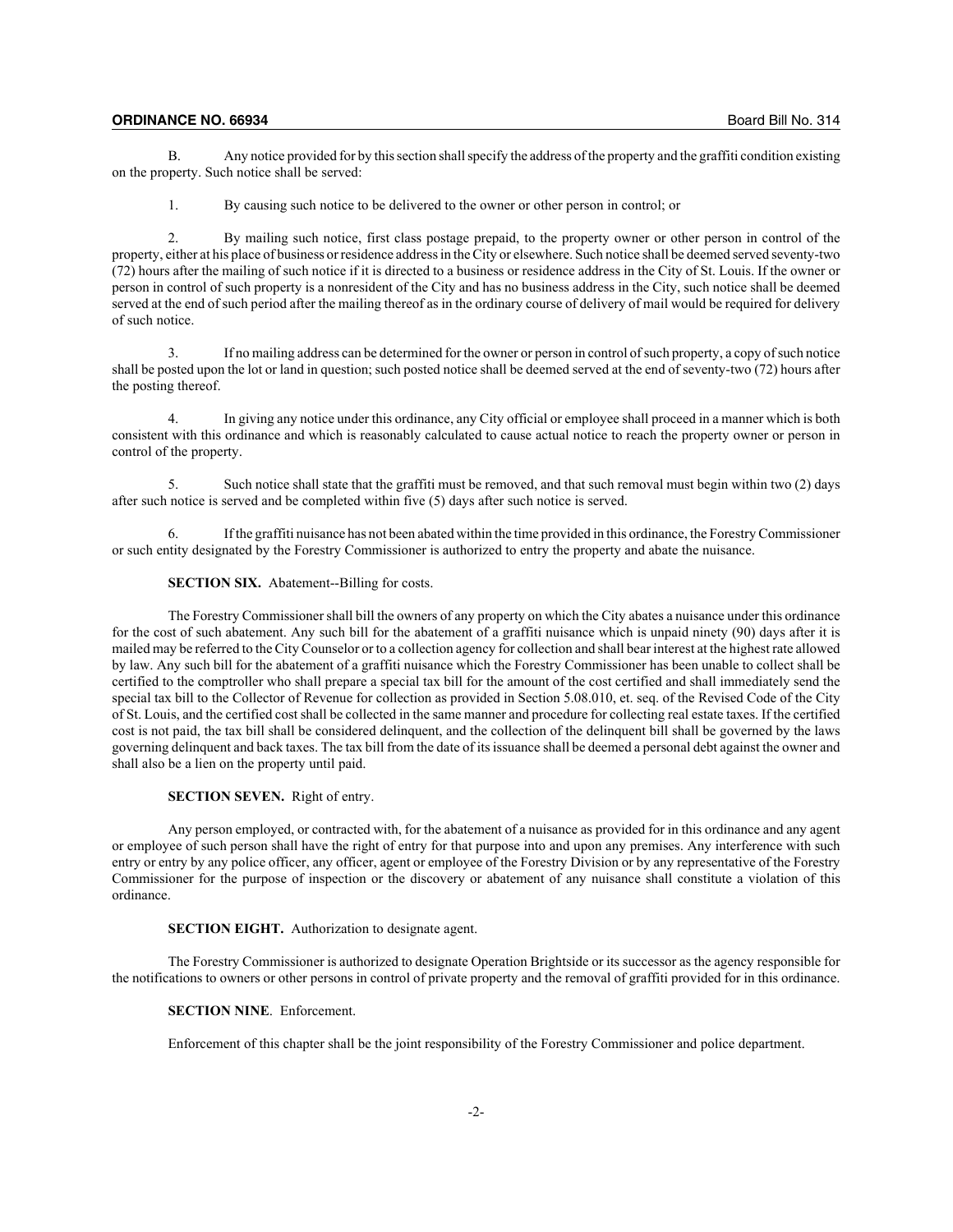B. Any notice provided for by this section shall specify the address of the property and the graffiti condition existing on the property. Such notice shall be served:

1. By causing such notice to be delivered to the owner or other person in control; or

2. By mailing such notice, first class postage prepaid, to the property owner or other person in control of the property, either at his place of business or residence address in the City or elsewhere. Such notice shall be deemed served seventy-two (72) hours after the mailing of such notice if it is directed to a business or residence address in the City of St. Louis. If the owner or person in control of such property is a nonresident of the City and has no business address in the City, such notice shall be deemed served at the end of such period after the mailing thereof as in the ordinary course of delivery of mail would be required for delivery of such notice.

3. If no mailing address can be determined for the owner or person in control of such property, a copy of such notice shall be posted upon the lot or land in question; such posted notice shall be deemed served at the end of seventy-two (72) hours after the posting thereof.

4. In giving any notice under this ordinance, any City official or employee shall proceed in a manner which is both consistent with this ordinance and which is reasonably calculated to cause actual notice to reach the property owner or person in control of the property.

5. Such notice shall state that the graffiti must be removed, and that such removal must begin within two (2) days after such notice is served and be completed within five (5) days after such notice is served.

6. If the graffiti nuisance has not been abated within the time provided in this ordinance, the Forestry Commissioner or such entity designated by the Forestry Commissioner is authorized to entry the property and abate the nuisance.

**SECTION SIX.** Abatement--Billing for costs.

The Forestry Commissioner shall bill the owners of any property on which the City abates a nuisance under this ordinance for the cost of such abatement. Any such bill for the abatement of a graffiti nuisance which is unpaid ninety (90) days after it is mailed may be referred to the City Counselor or to a collection agency for collection and shall bear interest at the highest rate allowed by law. Any such bill for the abatement of a graffiti nuisance which the Forestry Commissioner has been unable to collect shall be certified to the comptroller who shall prepare a special tax bill for the amount of the cost certified and shall immediately send the special tax bill to the Collector of Revenue for collection as provided in Section 5.08.010, et. seq. of the Revised Code of the City of St. Louis, and the certified cost shall be collected in the same manner and procedure for collecting real estate taxes. If the certified cost is not paid, the tax bill shall be considered delinquent, and the collection of the delinquent bill shall be governed by the laws governing delinquent and back taxes. The tax bill from the date of its issuance shall be deemed a personal debt against the owner and shall also be a lien on the property until paid.

**SECTION SEVEN.** Right of entry.

Any person employed, or contracted with, for the abatement of a nuisance as provided for in this ordinance and any agent or employee of such person shall have the right of entry for that purpose into and upon any premises. Any interference with such entry or entry by any police officer, any officer, agent or employee of the Forestry Division or by any representative of the Forestry Commissioner for the purpose of inspection or the discovery or abatement of any nuisance shall constitute a violation of this ordinance.

**SECTION EIGHT.** Authorization to designate agent.

The Forestry Commissioner is authorized to designate Operation Brightside or its successor as the agency responsible for the notifications to owners or other persons in control of private property and the removal of graffiti provided for in this ordinance.

**SECTION NINE**. Enforcement.

Enforcement of this chapter shall be the joint responsibility of the Forestry Commissioner and police department.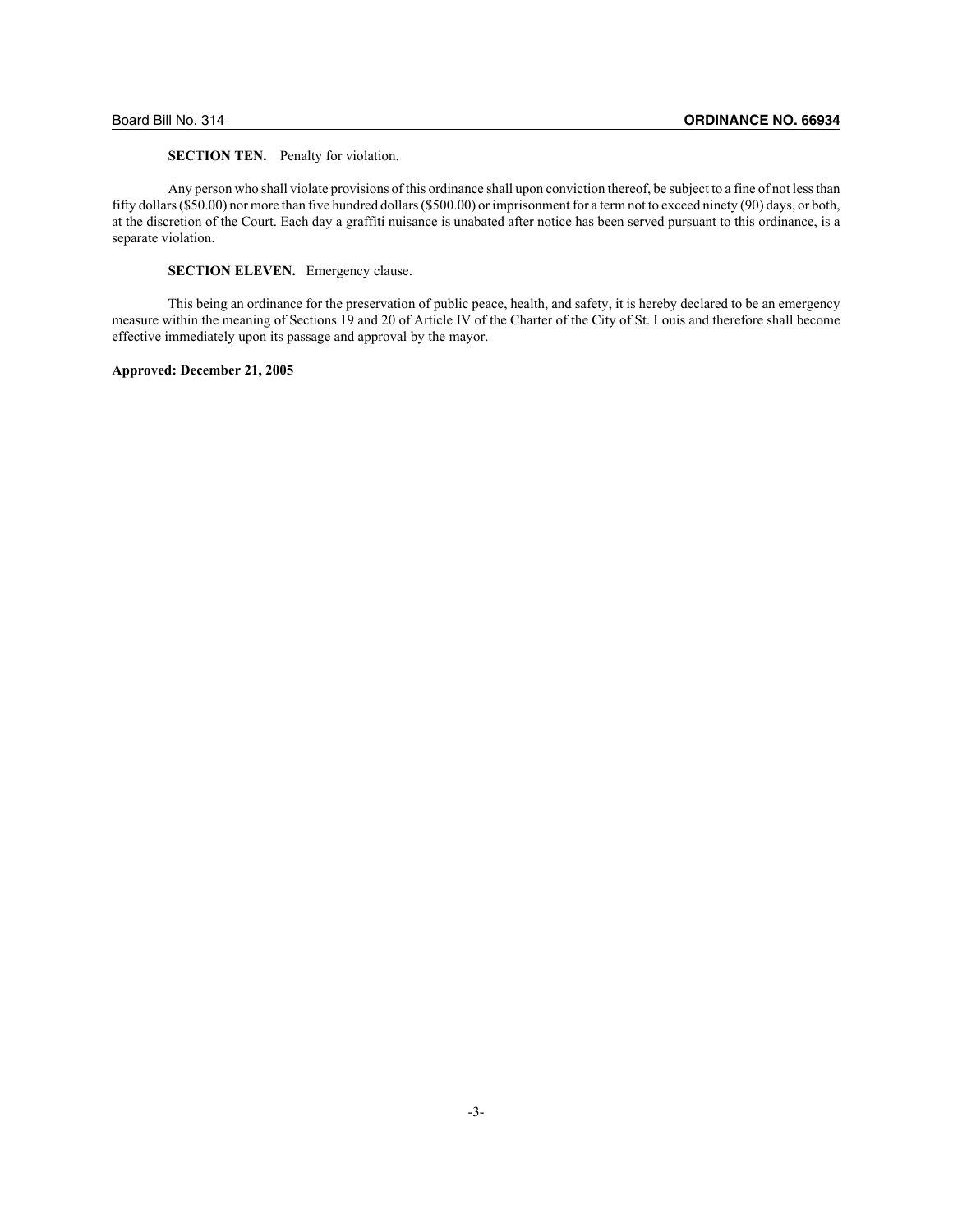**SECTION TEN.** Penalty for violation.

Any person who shall violate provisions of this ordinance shall upon conviction thereof, be subject to a fine of not less than fifty dollars ($50.00) nor more than five hundred dollars ($500.00) or imprisonment for a term not to exceed ninety (90) days, or both, at the discretion of the Court. Each day a graffiti nuisance is unabated after notice has been served pursuant to this ordinance, is a separate violation.

**SECTION ELEVEN.** Emergency clause.

This being an ordinance for the preservation of public peace, health, and safety, it is hereby declared to be an emergency measure within the meaning of Sections 19 and 20 of Article IV of the Charter of the City of St. Louis and therefore shall become effective immediately upon its passage and approval by the mayor.

**Approved: December 21, 2005**